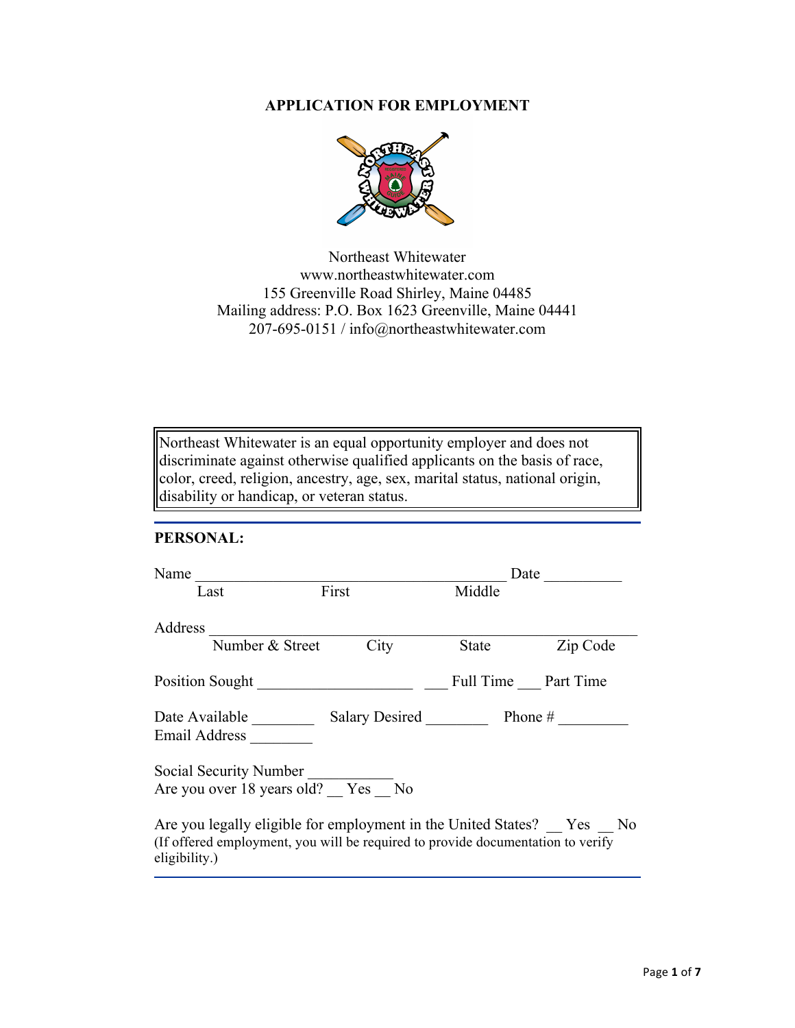# APPLICATION FOR EMPLOYMENT

Northeast Whitewater
www.northeastwhitewater.com
155 Greenville Road Shirley, Maine 04485
Mailing address: P.O. Box 1623 Greenville, Maine 04441
207-695-0151 / info@northeastwhitewater.com

> Northeast Whitewater is an equal opportunity employer and does not discriminate against otherwise qualified applicants on the basis of race, color, creed, religion, ancestry, age, sex, marital status, national origin, disability or handicap, or veteran status.

---

**PERSONAL:**

Name ___________________________________________ Date __________
Last First Middle

Address ____________________________________________________________
Number & Street City State Zip Code

Position Sought ____________________ ___ Full Time ___ Part Time

Date Available ________ Salary Desired ________ Phone # _________
Email Address ________

Social Security Number ___________
Are you over 18 years old? __ Yes __ No

Are you legally eligible for employment in the United States? __ Yes __ No
(If offered employment, you will be required to provide documentation to verify eligibility.)

---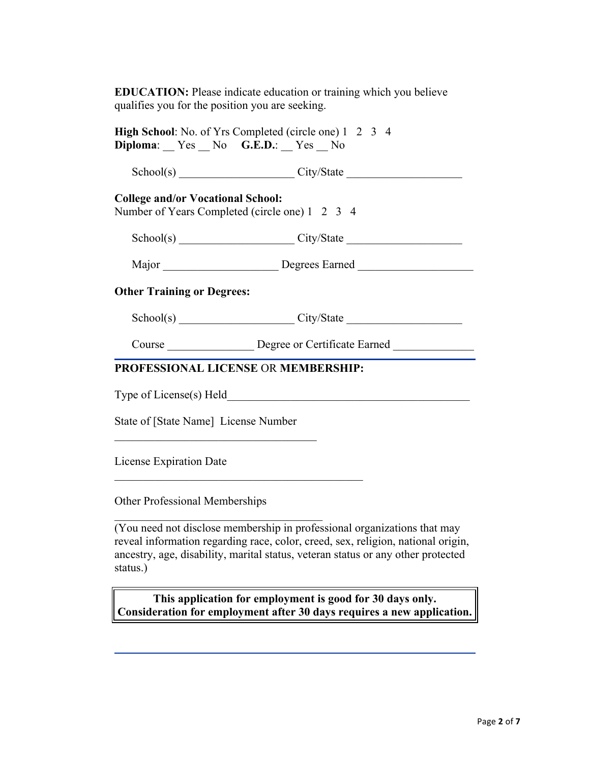**EDUCATION:** Please indicate education or training which you believe qualifies you for the position you are seeking.

**High School**: No. of Yrs Completed (circle one) 1 2 3 4
**Diploma**: __ Yes __ No **G.E.D.**: __ Yes __ No

School(s) ____________________ City/State ____________________

**College and/or Vocational School:**
Number of Years Completed (circle one) 1 2 3 4

School(s) ____________________ City/State ____________________

Major ____________________ Degrees Earned ____________________

**Other Training or Degrees:**

School(s) ____________________ City/State ____________________

Course _______________ Degree or Certificate Earned ______________

---

**PROFESSIONAL LICENSE** OR **MEMBERSHIP:**

Type of License(s) Held__________________________________________

State of [State Name] License Number

____________________________________

License Expiration Date

____________________________________________

Other Professional Memberships

_____________________________________
(You need not disclose membership in professional organizations that may reveal information regarding race, color, creed, sex, religion, national origin, ancestry, age, disability, marital status, veteran status or any other protected status.)

**This application for employment is good for 30 days only.**
**Consideration for employment after 30 days requires a new application.**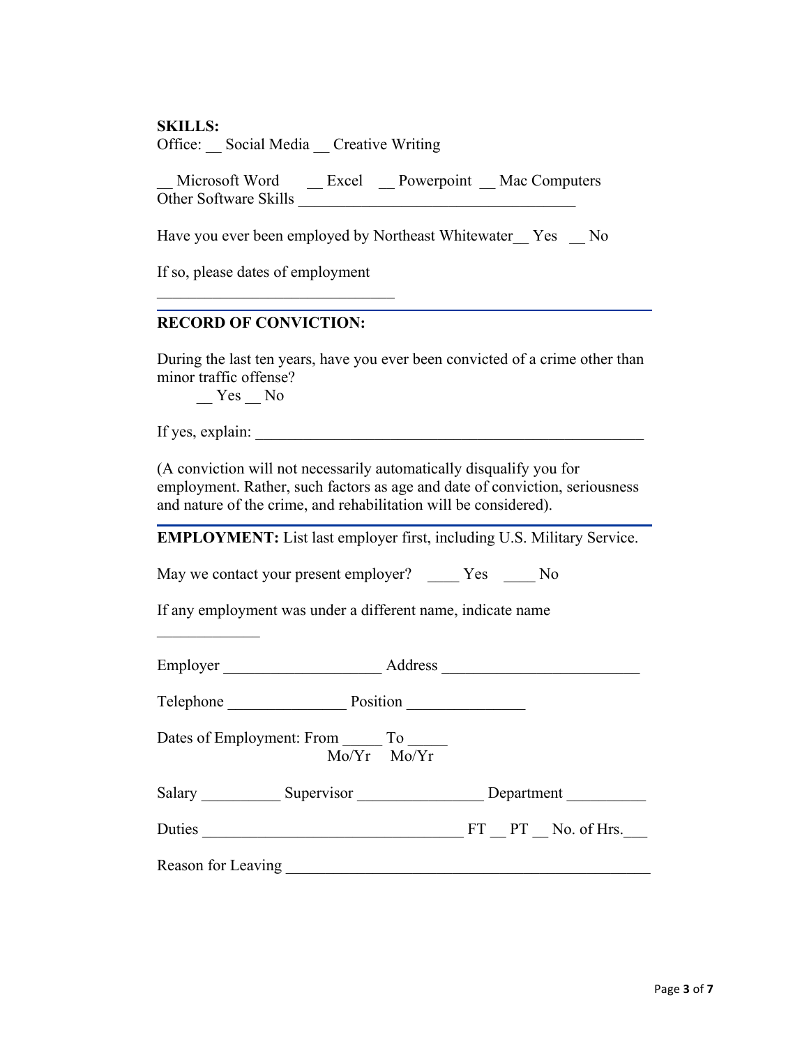**SKILLS:**

Office: __ Social Media __ Creative Writing

__ Microsoft Word __ Excel __ Powerpoint __ Mac Computers

Other Software Skills ___________________________________

Have you ever been employed by Northeast Whitewater__ Yes __ No

If so, please dates of employment

______________________________

---

**RECORD OF CONVICTION:**

During the last ten years, have you ever been convicted of a crime other than minor traffic offense?

__ Yes __ No

If yes, explain: _________________________________________________

(A conviction will not necessarily automatically disqualify you for employment. Rather, such factors as age and date of conviction, seriousness and nature of the crime, and rehabilitation will be considered).

---

**EMPLOYMENT:** List last employer first, including U.S. Military Service.

May we contact your present employer? ____ Yes ____ No

If any employment was under a different name, indicate name

_____________

Employer ____________________ Address _________________________

Telephone _______________ Position _______________

Dates of Employment: From _____ To _____
Mo/Yr Mo/Yr

Salary __________ Supervisor ________________ Department __________

Duties _________________________________ FT __ PT __ No. of Hrs.___

Reason for Leaving _______________________________________________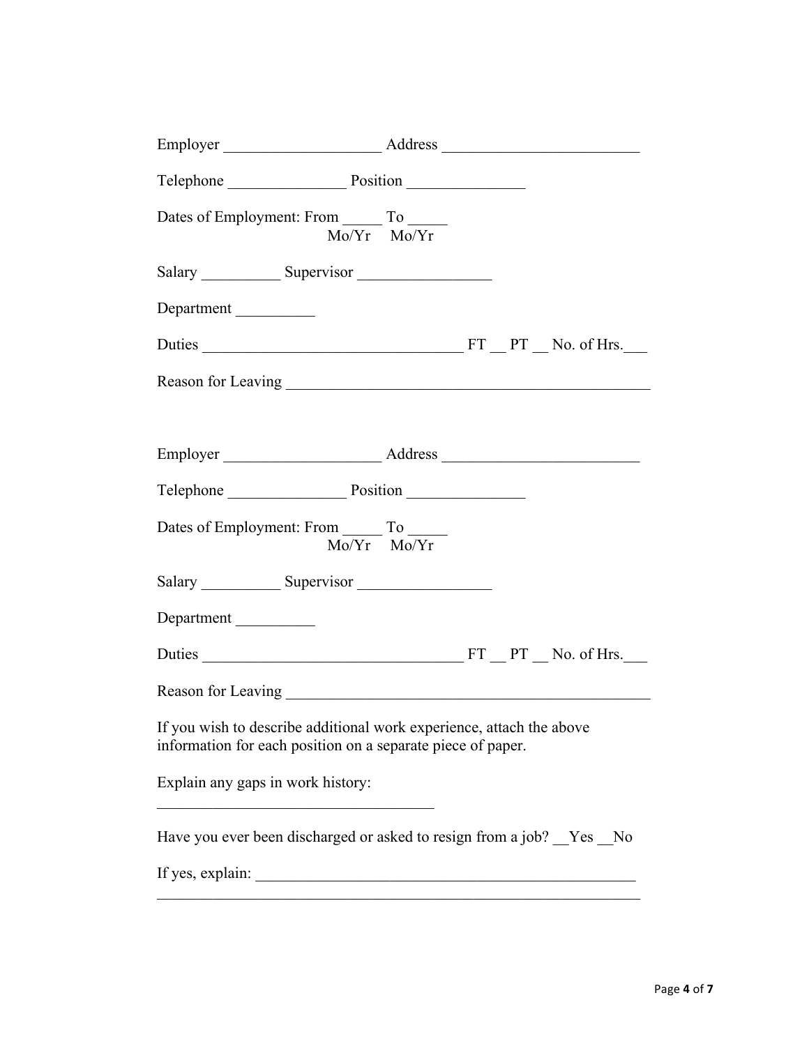Employer ____________________ Address _________________________

Telephone _______________ Position _______________

Dates of Employment: From _____ To _____
Mo/Yr Mo/Yr

Salary __________ Supervisor _________________

Department __________

Duties _________________________________ FT __ PT __ No. of Hrs.___

Reason for Leaving _______________________________________________

Employer ____________________ Address _________________________

Telephone _______________ Position _______________

Dates of Employment: From _____ To _____
Mo/Yr Mo/Yr

Salary __________ Supervisor _________________

Department __________

Duties _________________________________ FT __ PT __ No. of Hrs.___

Reason for Leaving _______________________________________________

If you wish to describe additional work experience, attach the above information for each position on a separate piece of paper.

Explain any gaps in work history:

____________________________________

Have you ever been discharged or asked to resign from a job? __Yes __No

If yes, explain: _______________________________________________

_______________________________________________________________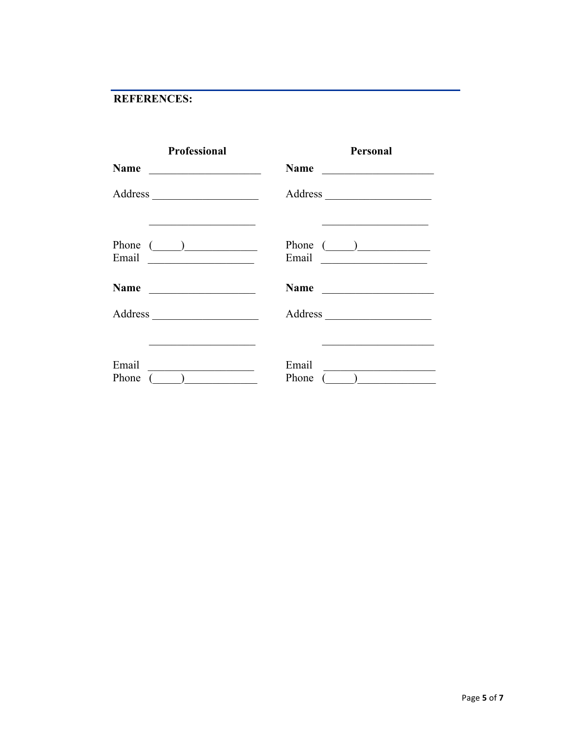## REFERENCES:

**Professional**

**Name** ____________________

Address ____________________

____________________

Phone (_____)______________

Email ____________________

**Name** ____________________

Address ____________________

____________________

Email ____________________

Phone (_____)______________

**Personal**

**Name** ____________________

Address ____________________

____________________

Phone (_____)______________

Email ____________________

**Name** ____________________

Address ____________________

____________________

Email ____________________

Phone (_____)______________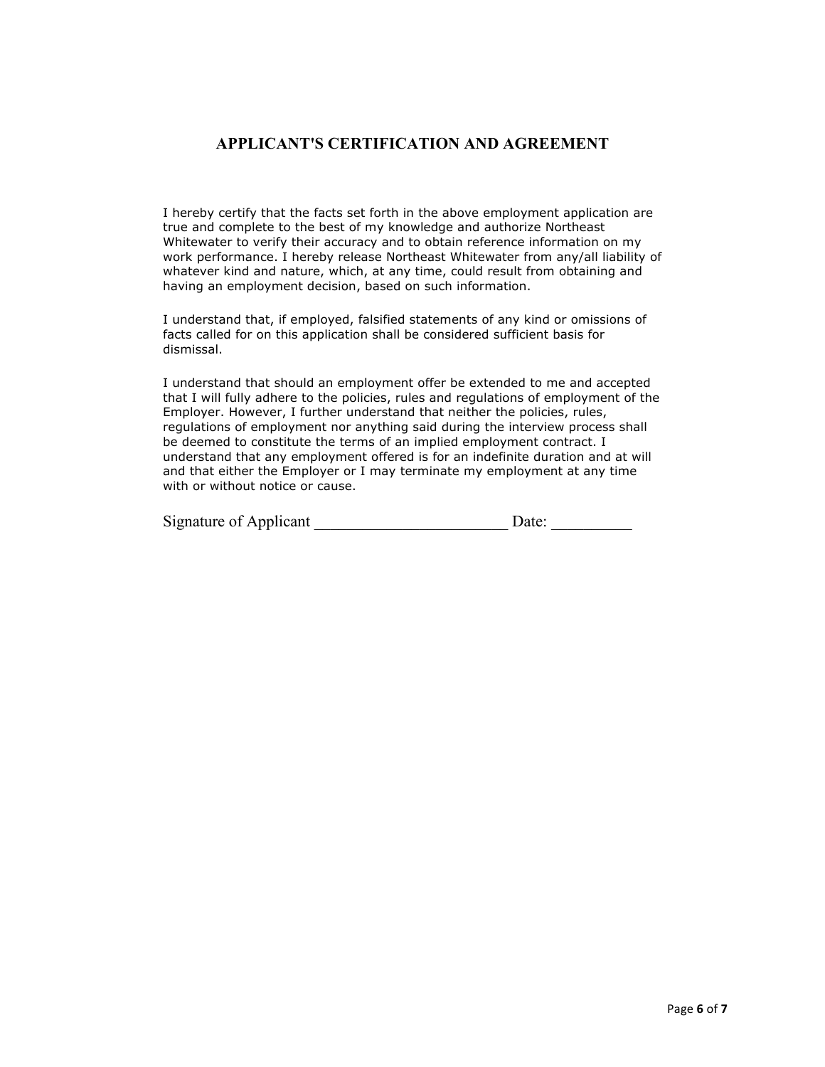## APPLICANT'S CERTIFICATION AND AGREEMENT

I hereby certify that the facts set forth in the above employment application are true and complete to the best of my knowledge and authorize Northeast Whitewater to verify their accuracy and to obtain reference information on my work performance. I hereby release Northeast Whitewater from any/all liability of whatever kind and nature, which, at any time, could result from obtaining and having an employment decision, based on such information.

I understand that, if employed, falsified statements of any kind or omissions of facts called for on this application shall be considered sufficient basis for dismissal.

I understand that should an employment offer be extended to me and accepted that I will fully adhere to the policies, rules and regulations of employment of the Employer. However, I further understand that neither the policies, rules, regulations of employment nor anything said during the interview process shall be deemed to constitute the terms of an implied employment contract. I understand that any employment offered is for an indefinite duration and at will and that either the Employer or I may terminate my employment at any time with or without notice or cause.

Signature of Applicant ________________________ Date: __________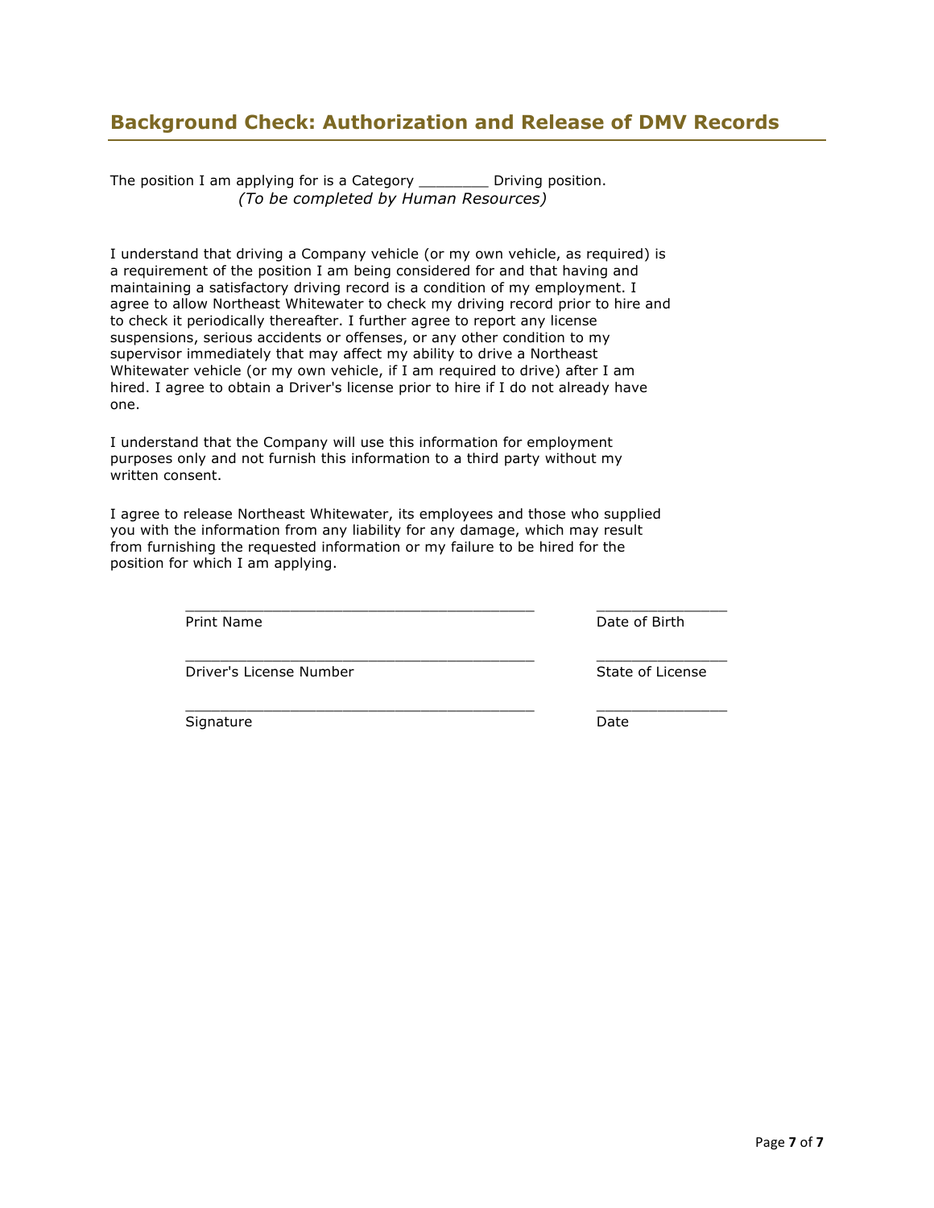## Background Check: Authorization and Release of DMV Records

The position I am applying for is a Category ________ Driving position.
*(To be completed by Human Resources)*

I understand that driving a Company vehicle (or my own vehicle, as required) is a requirement of the position I am being considered for and that having and maintaining a satisfactory driving record is a condition of my employment. I agree to allow Northeast Whitewater to check my driving record prior to hire and to check it periodically thereafter. I further agree to report any license suspensions, serious accidents or offenses, or any other condition to my supervisor immediately that may affect my ability to drive a Northeast Whitewater vehicle (or my own vehicle, if I am required to drive) after I am hired. I agree to obtain a Driver's license prior to hire if I do not already have one.

I understand that the Company will use this information for employment purposes only and not furnish this information to a third party without my written consent.

I agree to release Northeast Whitewater, its employees and those who supplied you with the information from any liability for any damage, which may result from furnishing the requested information or my failure to be hired for the position for which I am applying.

_________________________________________ _______________
Print Name Date of Birth

_________________________________________ _______________
Driver's License Number State of License

_________________________________________ _______________
Signature Date